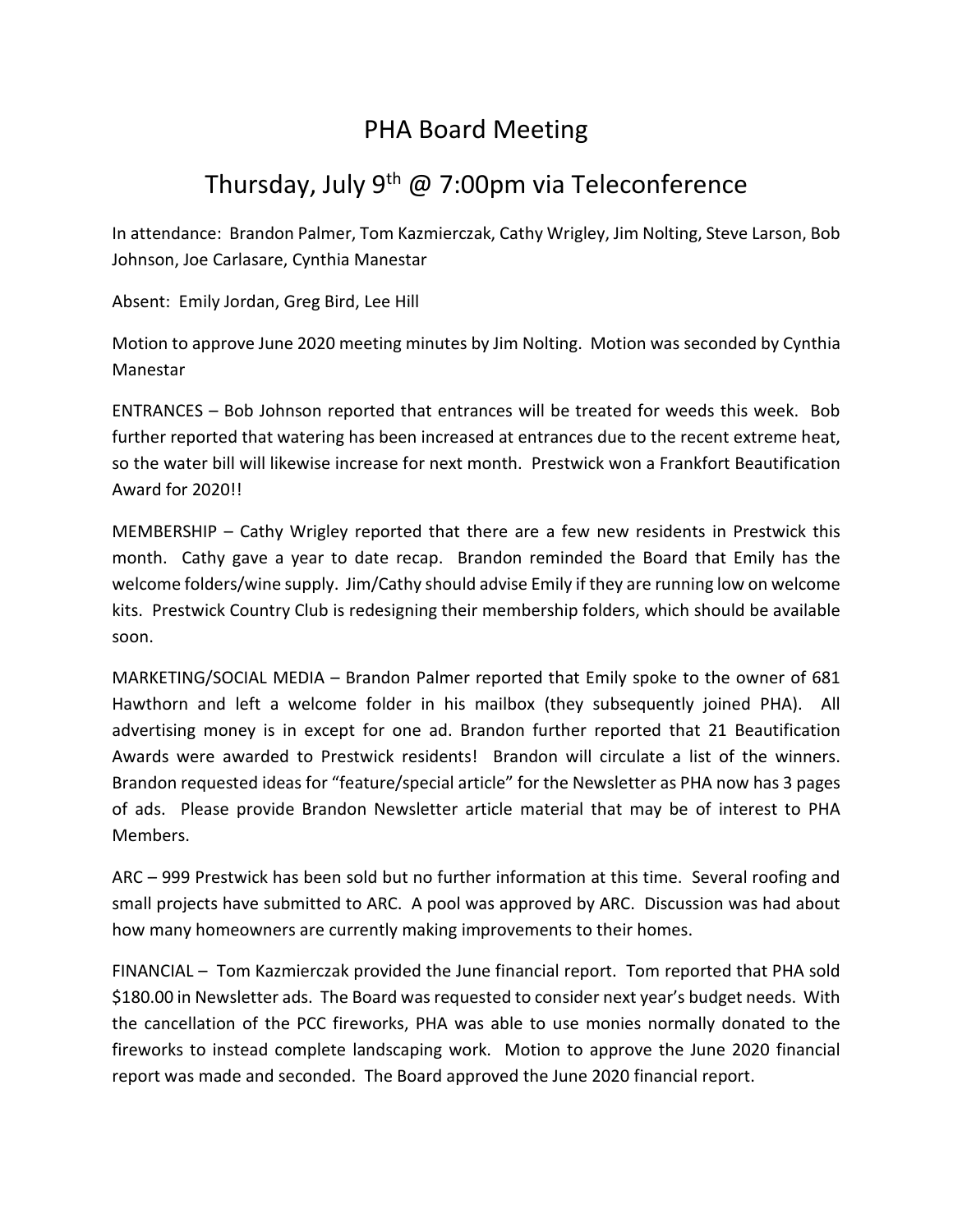# PHA Board Meeting

## Thursday, July 9th @ 7:00pm via Teleconference

In attendance: Brandon Palmer, Tom Kazmierczak, Cathy Wrigley, Jim Nolting, Steve Larson, Bob Johnson, Joe Carlasare, Cynthia Manestar

Absent: Emily Jordan, Greg Bird, Lee Hill

Motion to approve June 2020 meeting minutes by Jim Nolting. Motion was seconded by Cynthia Manestar

ENTRANCES – Bob Johnson reported that entrances will be treated for weeds this week. Bob further reported that watering has been increased at entrances due to the recent extreme heat, so the water bill will likewise increase for next month. Prestwick won a Frankfort Beautification Award for 2020!!

MEMBERSHIP – Cathy Wrigley reported that there are a few new residents in Prestwick this month. Cathy gave a year to date recap. Brandon reminded the Board that Emily has the welcome folders/wine supply. Jim/Cathy should advise Emily if they are running low on welcome kits. Prestwick Country Club is redesigning their membership folders, which should be available soon.

MARKETING/SOCIAL MEDIA – Brandon Palmer reported that Emily spoke to the owner of 681 Hawthorn and left a welcome folder in his mailbox (they subsequently joined PHA). All advertising money is in except for one ad. Brandon further reported that 21 Beautification Awards were awarded to Prestwick residents! Brandon will circulate a list of the winners. Brandon requested ideas for "feature/special article" for the Newsletter as PHA now has 3 pages of ads. Please provide Brandon Newsletter article material that may be of interest to PHA Members.

ARC – 999 Prestwick has been sold but no further information at this time. Several roofing and small projects have submitted to ARC. A pool was approved by ARC. Discussion was had about how many homeowners are currently making improvements to their homes.

FINANCIAL – Tom Kazmierczak provided the June financial report. Tom reported that PHA sold $180.00 in Newsletter ads. The Board was requested to consider next year's budget needs. With the cancellation of the PCC fireworks, PHA was able to use monies normally donated to the fireworks to instead complete landscaping work. Motion to approve the June 2020 financial report was made and seconded. The Board approved the June 2020 financial report.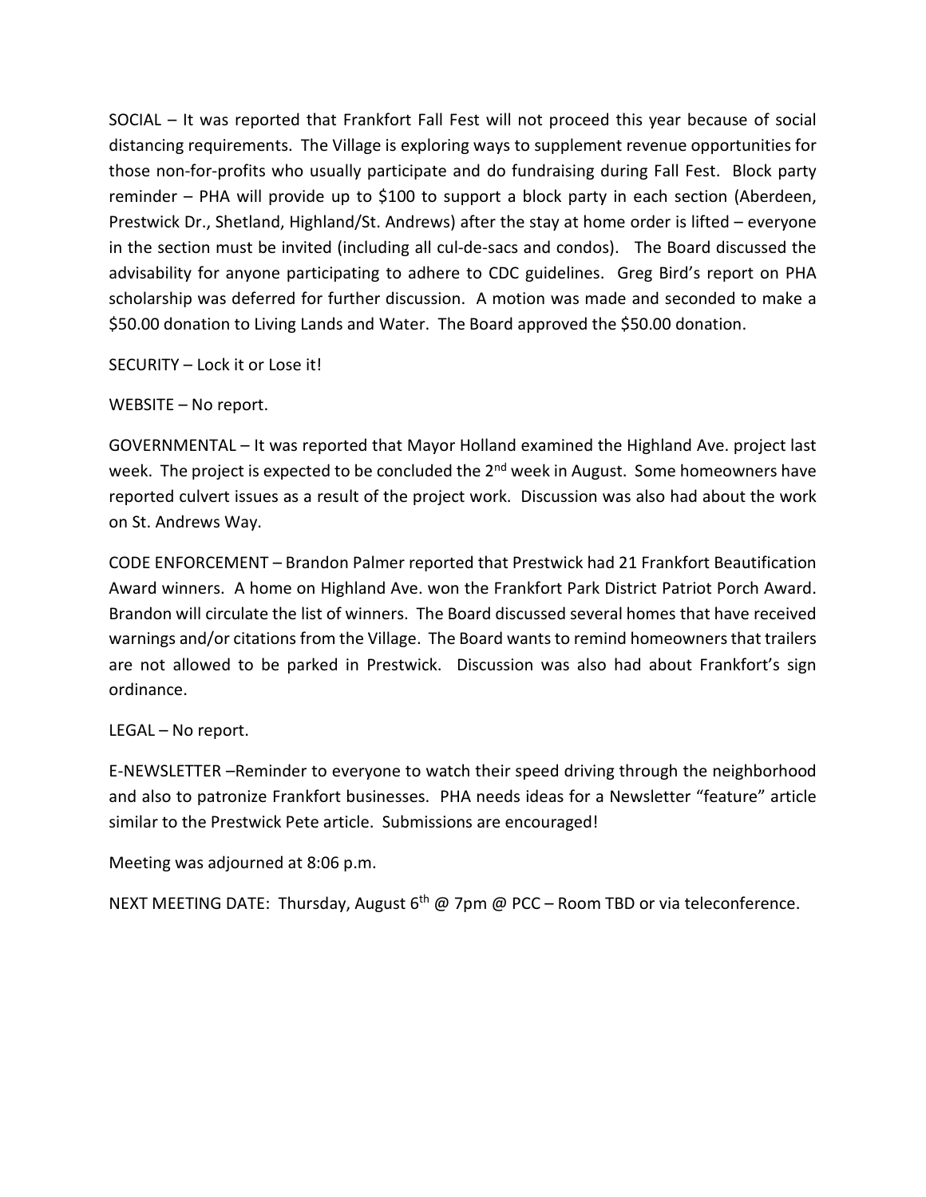SOCIAL – It was reported that Frankfort Fall Fest will not proceed this year because of social distancing requirements. The Village is exploring ways to supplement revenue opportunities for those non-for-profits who usually participate and do fundraising during Fall Fest. Block party reminder – PHA will provide up to $100 to support a block party in each section (Aberdeen, Prestwick Dr., Shetland, Highland/St. Andrews) after the stay at home order is lifted – everyone in the section must be invited (including all cul-de-sacs and condos). The Board discussed the advisability for anyone participating to adhere to CDC guidelines. Greg Bird's report on PHA scholarship was deferred for further discussion. A motion was made and seconded to make a $50.00 donation to Living Lands and Water. The Board approved the $50.00 donation.

SECURITY – Lock it or Lose it!

WEBSITE – No report.

GOVERNMENTAL – It was reported that Mayor Holland examined the Highland Ave. project last week. The project is expected to be concluded the 2nd week in August. Some homeowners have reported culvert issues as a result of the project work. Discussion was also had about the work on St. Andrews Way.

CODE ENFORCEMENT – Brandon Palmer reported that Prestwick had 21 Frankfort Beautification Award winners. A home on Highland Ave. won the Frankfort Park District Patriot Porch Award. Brandon will circulate the list of winners. The Board discussed several homes that have received warnings and/or citations from the Village. The Board wants to remind homeowners that trailers are not allowed to be parked in Prestwick. Discussion was also had about Frankfort's sign ordinance.

LEGAL – No report.

E-NEWSLETTER –Reminder to everyone to watch their speed driving through the neighborhood and also to patronize Frankfort businesses. PHA needs ideas for a Newsletter "feature" article similar to the Prestwick Pete article. Submissions are encouraged!

Meeting was adjourned at 8:06 p.m.

NEXT MEETING DATE: Thursday, August 6th @ 7pm @ PCC – Room TBD or via teleconference.